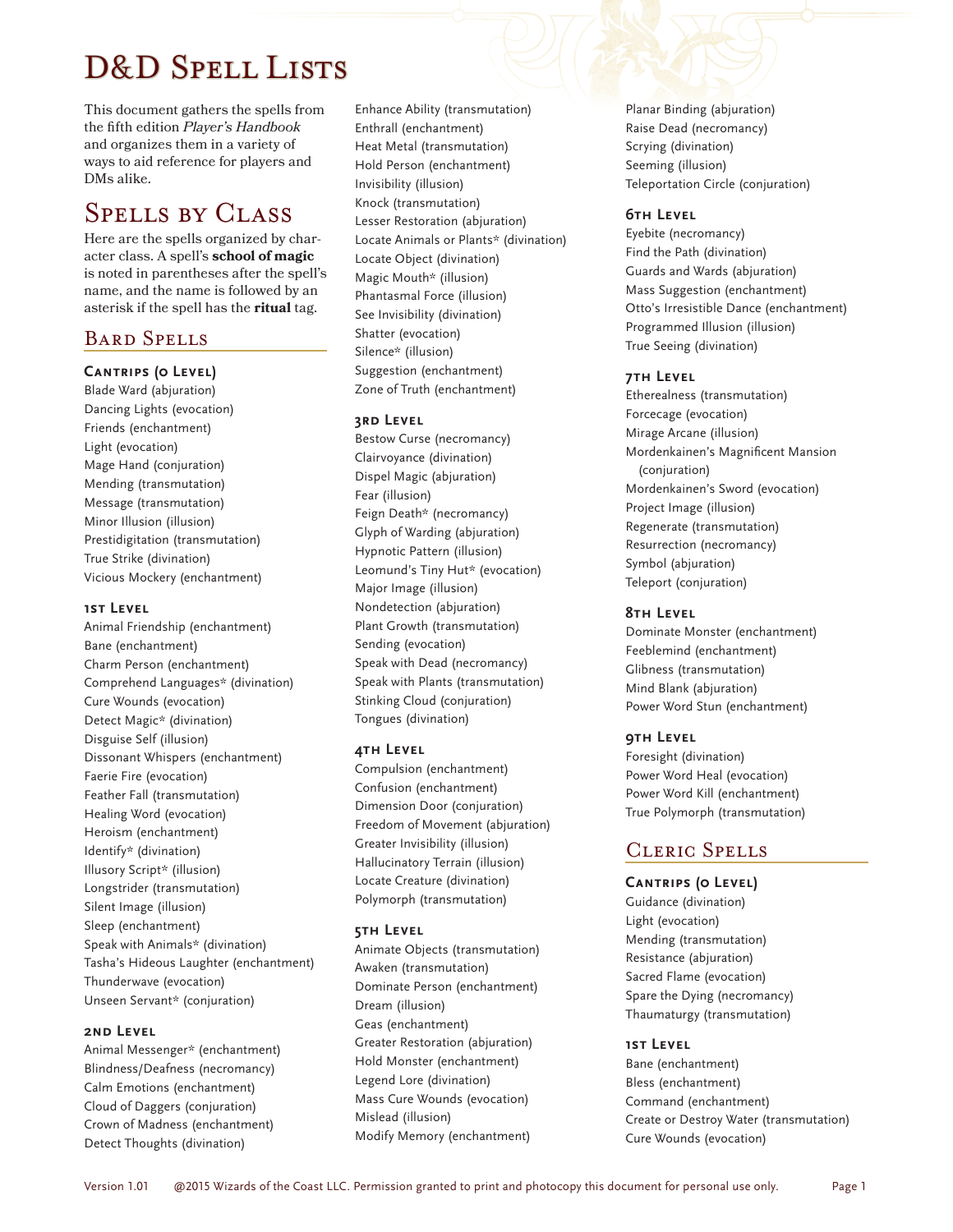# D&D Spell Lists

This document gathers the spells from the fifth edition *Player's Handbook* and organizes them in a variety of ways to aid reference for players and DMs alike.

## Spells by Class

Here are the spells organized by character class. A spell's **school of magic** is noted in parentheses after the spell's name, and the name is followed by an asterisk if the spell has the **ritual** tag.

### Bard Spells

#### Cantrips (0 Level)

Blade Ward (abjuration)
Dancing Lights (evocation)
Friends (enchantment)
Light (evocation)
Mage Hand (conjuration)
Mending (transmutation)
Message (transmutation)
Minor Illusion (illusion)
Prestidigitation (transmutation)
True Strike (divination)
Vicious Mockery (enchantment)

#### 1st Level

Animal Friendship (enchantment)
Bane (enchantment)
Charm Person (enchantment)
Comprehend Languages* (divination)
Cure Wounds (evocation)
Detect Magic* (divination)
Disguise Self (illusion)
Dissonant Whispers (enchantment)
Faerie Fire (evocation)
Feather Fall (transmutation)
Healing Word (evocation)
Heroism (enchantment)
Identify* (divination)
Illusory Script* (illusion)
Longstrider (transmutation)
Silent Image (illusion)
Sleep (enchantment)
Speak with Animals* (divination)
Tasha's Hideous Laughter (enchantment)
Thunderwave (evocation)
Unseen Servant* (conjuration)

#### 2nd Level

Animal Messenger* (enchantment)
Blindness/Deafness (necromancy)
Calm Emotions (enchantment)
Cloud of Daggers (conjuration)
Crown of Madness (enchantment)
Detect Thoughts (divination)
Enhance Ability (transmutation)
Enthrall (enchantment)
Heat Metal (transmutation)
Hold Person (enchantment)
Invisibility (illusion)
Knock (transmutation)
Lesser Restoration (abjuration)
Locate Animals or Plants* (divination)
Locate Object (divination)
Magic Mouth* (illusion)
Phantasmal Force (illusion)
See Invisibility (divination)
Shatter (evocation)
Silence* (illusion)
Suggestion (enchantment)
Zone of Truth (enchantment)

#### 3rd Level

Bestow Curse (necromancy)
Clairvoyance (divination)
Dispel Magic (abjuration)
Fear (illusion)
Feign Death* (necromancy)
Glyph of Warding (abjuration)
Hypnotic Pattern (illusion)
Leomund's Tiny Hut* (evocation)
Major Image (illusion)
Nondetection (abjuration)
Plant Growth (transmutation)
Sending (evocation)
Speak with Dead (necromancy)
Speak with Plants (transmutation)
Stinking Cloud (conjuration)
Tongues (divination)

#### 4th Level

Compulsion (enchantment)
Confusion (enchantment)
Dimension Door (conjuration)
Freedom of Movement (abjuration)
Greater Invisibility (illusion)
Hallucinatory Terrain (illusion)
Locate Creature (divination)
Polymorph (transmutation)

#### 5th Level

Animate Objects (transmutation)
Awaken (transmutation)
Dominate Person (enchantment)
Dream (illusion)
Geas (enchantment)
Greater Restoration (abjuration)
Hold Monster (enchantment)
Legend Lore (divination)
Mass Cure Wounds (evocation)
Mislead (illusion)
Modify Memory (enchantment)
Planar Binding (abjuration)
Raise Dead (necromancy)
Scrying (divination)
Seeming (illusion)
Teleportation Circle (conjuration)

#### 6th Level

Eyebite (necromancy)
Find the Path (divination)
Guards and Wards (abjuration)
Mass Suggestion (enchantment)
Otto's Irresistible Dance (enchantment)
Programmed Illusion (illusion)
True Seeing (divination)

#### 7th Level

Etherealness (transmutation)
Forcecage (evocation)
Mirage Arcane (illusion)
Mordenkainen's Magnificent Mansion (conjuration)
Mordenkainen's Sword (evocation)
Project Image (illusion)
Regenerate (transmutation)
Resurrection (necromancy)
Symbol (abjuration)
Teleport (conjuration)

#### 8th Level

Dominate Monster (enchantment)
Feeblemind (enchantment)
Glibness (transmutation)
Mind Blank (abjuration)
Power Word Stun (enchantment)

#### 9th Level

Foresight (divination)
Power Word Heal (evocation)
Power Word Kill (enchantment)
True Polymorph (transmutation)

### Cleric Spells

#### Cantrips (0 Level)

Guidance (divination)
Light (evocation)
Mending (transmutation)
Resistance (abjuration)
Sacred Flame (evocation)
Spare the Dying (necromancy)
Thaumaturgy (transmutation)

#### 1st Level

Bane (enchantment)
Bless (enchantment)
Command (enchantment)
Create or Destroy Water (transmutation)
Cure Wounds (evocation)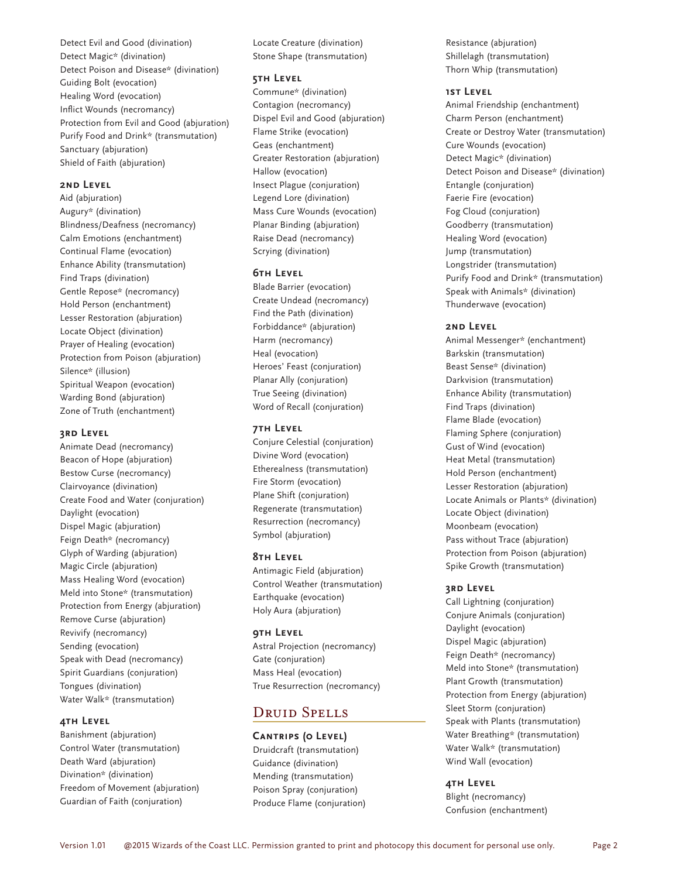Detect Evil and Good (divination)
Detect Magic* (divination)
Detect Poison and Disease* (divination)
Guiding Bolt (evocation)
Healing Word (evocation)
Inflict Wounds (necromancy)
Protection from Evil and Good (abjuration)
Purify Food and Drink* (transmutation)
Sanctuary (abjuration)
Shield of Faith (abjuration)

### 2nd Level

Aid (abjuration)
Augury* (divination)
Blindness/Deafness (necromancy)
Calm Emotions (enchantment)
Continual Flame (evocation)
Enhance Ability (transmutation)
Find Traps (divination)
Gentle Repose* (necromancy)
Hold Person (enchantment)
Lesser Restoration (abjuration)
Locate Object (divination)
Prayer of Healing (evocation)
Protection from Poison (abjuration)
Silence* (illusion)
Spiritual Weapon (evocation)
Warding Bond (abjuration)
Zone of Truth (enchantment)

### 3rd Level

Animate Dead (necromancy)
Beacon of Hope (abjuration)
Bestow Curse (necromancy)
Clairvoyance (divination)
Create Food and Water (conjuration)
Daylight (evocation)
Dispel Magic (abjuration)
Feign Death* (necromancy)
Glyph of Warding (abjuration)
Magic Circle (abjuration)
Mass Healing Word (evocation)
Meld into Stone* (transmutation)
Protection from Energy (abjuration)
Remove Curse (abjuration)
Revivify (necromancy)
Sending (evocation)
Speak with Dead (necromancy)
Spirit Guardians (conjuration)
Tongues (divination)
Water Walk* (transmutation)

### 4th Level

Banishment (abjuration)
Control Water (transmutation)
Death Ward (abjuration)
Divination* (divination)
Freedom of Movement (abjuration)
Guardian of Faith (conjuration)
Locate Creature (divination)
Stone Shape (transmutation)

### 5th Level

Commune* (divination)
Contagion (necromancy)
Dispel Evil and Good (abjuration)
Flame Strike (evocation)
Geas (enchantment)
Greater Restoration (abjuration)
Hallow (evocation)
Insect Plague (conjuration)
Legend Lore (divination)
Mass Cure Wounds (evocation)
Planar Binding (abjuration)
Raise Dead (necromancy)
Scrying (divination)

### 6th Level

Blade Barrier (evocation)
Create Undead (necromancy)
Find the Path (divination)
Forbiddance* (abjuration)
Harm (necromancy)
Heal (evocation)
Heroes' Feast (conjuration)
Planar Ally (conjuration)
True Seeing (divination)
Word of Recall (conjuration)

### 7th Level

Conjure Celestial (conjuration)
Divine Word (evocation)
Etherealness (transmutation)
Fire Storm (evocation)
Plane Shift (conjuration)
Regenerate (transmutation)
Resurrection (necromancy)
Symbol (abjuration)

### 8th Level

Antimagic Field (abjuration)
Control Weather (transmutation)
Earthquake (evocation)
Holy Aura (abjuration)

### 9th Level

Astral Projection (necromancy)
Gate (conjuration)
Mass Heal (evocation)
True Resurrection (necromancy)

## Druid Spells

### Cantrips (0 Level)

Druidcraft (transmutation)
Guidance (divination)
Mending (transmutation)
Poison Spray (conjuration)
Produce Flame (conjuration)
Resistance (abjuration)
Shillelagh (transmutation)
Thorn Whip (transmutation)

### 1st Level

Animal Friendship (enchantment)
Charm Person (enchantment)
Create or Destroy Water (transmutation)
Cure Wounds (evocation)
Detect Magic* (divination)
Detect Poison and Disease* (divination)
Entangle (conjuration)
Faerie Fire (evocation)
Fog Cloud (conjuration)
Goodberry (transmutation)
Healing Word (evocation)
Jump (transmutation)
Longstrider (transmutation)
Purify Food and Drink* (transmutation)
Speak with Animals* (divination)
Thunderwave (evocation)

### 2nd Level

Animal Messenger* (enchantment)
Barkskin (transmutation)
Beast Sense* (divination)
Darkvision (transmutation)
Enhance Ability (transmutation)
Find Traps (divination)
Flame Blade (evocation)
Flaming Sphere (conjuration)
Gust of Wind (evocation)
Heat Metal (transmutation)
Hold Person (enchantment)
Lesser Restoration (abjuration)
Locate Animals or Plants* (divination)
Locate Object (divination)
Moonbeam (evocation)
Pass without Trace (abjuration)
Protection from Poison (abjuration)
Spike Growth (transmutation)

### 3rd Level

Call Lightning (conjuration)
Conjure Animals (conjuration)
Daylight (evocation)
Dispel Magic (abjuration)
Feign Death* (necromancy)
Meld into Stone* (transmutation)
Plant Growth (transmutation)
Protection from Energy (abjuration)
Sleet Storm (conjuration)
Speak with Plants (transmutation)
Water Breathing* (transmutation)
Water Walk* (transmutation)
Wind Wall (evocation)

### 4th Level

Blight (necromancy)
Confusion (enchantment)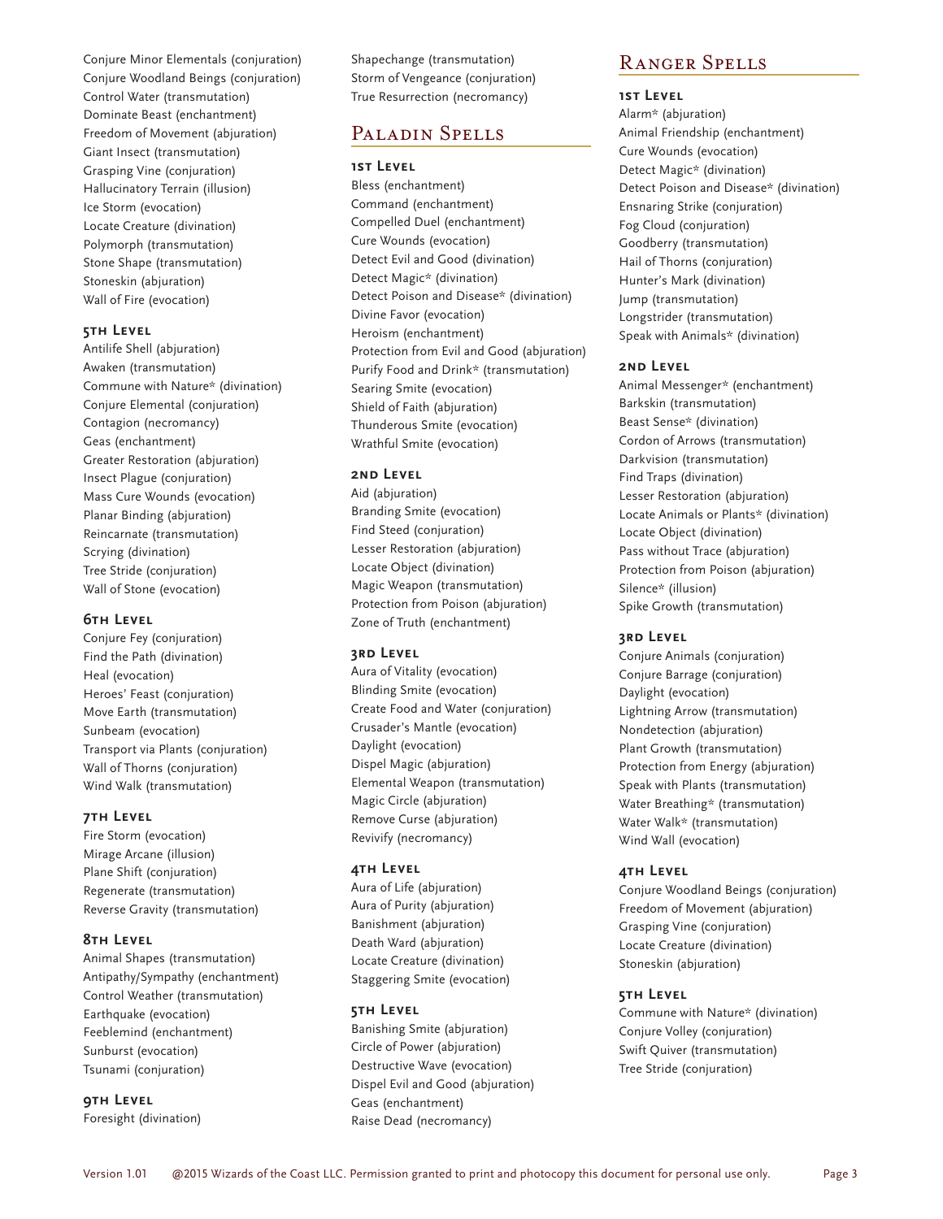Conjure Minor Elementals (conjuration)
Conjure Woodland Beings (conjuration)
Control Water (transmutation)
Dominate Beast (enchantment)
Freedom of Movement (abjuration)
Giant Insect (transmutation)
Grasping Vine (conjuration)
Hallucinatory Terrain (illusion)
Ice Storm (evocation)
Locate Creature (divination)
Polymorph (transmutation)
Stone Shape (transmutation)
Stoneskin (abjuration)
Wall of Fire (evocation)

### 5th Level

Antilife Shell (abjuration)
Awaken (transmutation)
Commune with Nature* (divination)
Conjure Elemental (conjuration)
Contagion (necromancy)
Geas (enchantment)
Greater Restoration (abjuration)
Insect Plague (conjuration)
Mass Cure Wounds (evocation)
Planar Binding (abjuration)
Reincarnate (transmutation)
Scrying (divination)
Tree Stride (conjuration)
Wall of Stone (evocation)

### 6th Level

Conjure Fey (conjuration)
Find the Path (divination)
Heal (evocation)
Heroes' Feast (conjuration)
Move Earth (transmutation)
Sunbeam (evocation)
Transport via Plants (conjuration)
Wall of Thorns (conjuration)
Wind Walk (transmutation)

### 7th Level

Fire Storm (evocation)
Mirage Arcane (illusion)
Plane Shift (conjuration)
Regenerate (transmutation)
Reverse Gravity (transmutation)

### 8th Level

Animal Shapes (transmutation)
Antipathy/Sympathy (enchantment)
Control Weather (transmutation)
Earthquake (evocation)
Feeblemind (enchantment)
Sunburst (evocation)
Tsunami (conjuration)

### 9th Level

Foresight (divination)
Shapechange (transmutation)
Storm of Vengeance (conjuration)
True Resurrection (necromancy)

## Paladin Spells

### 1st Level

Bless (enchantment)
Command (enchantment)
Compelled Duel (enchantment)
Cure Wounds (evocation)
Detect Evil and Good (divination)
Detect Magic* (divination)
Detect Poison and Disease* (divination)
Divine Favor (evocation)
Heroism (enchantment)
Protection from Evil and Good (abjuration)
Purify Food and Drink* (transmutation)
Searing Smite (evocation)
Shield of Faith (abjuration)
Thunderous Smite (evocation)
Wrathful Smite (evocation)

### 2nd Level

Aid (abjuration)
Branding Smite (evocation)
Find Steed (conjuration)
Lesser Restoration (abjuration)
Locate Object (divination)
Magic Weapon (transmutation)
Protection from Poison (abjuration)
Zone of Truth (enchantment)

### 3rd Level

Aura of Vitality (evocation)
Blinding Smite (evocation)
Create Food and Water (conjuration)
Crusader's Mantle (evocation)
Daylight (evocation)
Dispel Magic (abjuration)
Elemental Weapon (transmutation)
Magic Circle (abjuration)
Remove Curse (abjuration)
Revivify (necromancy)

### 4th Level

Aura of Life (abjuration)
Aura of Purity (abjuration)
Banishment (abjuration)
Death Ward (abjuration)
Locate Creature (divination)
Staggering Smite (evocation)

### 5th Level

Banishing Smite (abjuration)
Circle of Power (abjuration)
Destructive Wave (evocation)
Dispel Evil and Good (abjuration)
Geas (enchantment)
Raise Dead (necromancy)

## Ranger Spells

### 1st Level

Alarm* (abjuration)
Animal Friendship (enchantment)
Cure Wounds (evocation)
Detect Magic* (divination)
Detect Poison and Disease* (divination)
Ensnaring Strike (conjuration)
Fog Cloud (conjuration)
Goodberry (transmutation)
Hail of Thorns (conjuration)
Hunter's Mark (divination)
Jump (transmutation)
Longstrider (transmutation)
Speak with Animals* (divination)

### 2nd Level

Animal Messenger* (enchantment)
Barkskin (transmutation)
Beast Sense* (divination)
Cordon of Arrows (transmutation)
Darkvision (transmutation)
Find Traps (divination)
Lesser Restoration (abjuration)
Locate Animals or Plants* (divination)
Locate Object (divination)
Pass without Trace (abjuration)
Protection from Poison (abjuration)
Silence* (illusion)
Spike Growth (transmutation)

### 3rd Level

Conjure Animals (conjuration)
Conjure Barrage (conjuration)
Daylight (evocation)
Lightning Arrow (transmutation)
Nondetection (abjuration)
Plant Growth (transmutation)
Protection from Energy (abjuration)
Speak with Plants (transmutation)
Water Breathing* (transmutation)
Water Walk* (transmutation)
Wind Wall (evocation)

### 4th Level

Conjure Woodland Beings (conjuration)
Freedom of Movement (abjuration)
Grasping Vine (conjuration)
Locate Creature (divination)
Stoneskin (abjuration)

### 5th Level

Commune with Nature* (divination)
Conjure Volley (conjuration)
Swift Quiver (transmutation)
Tree Stride (conjuration)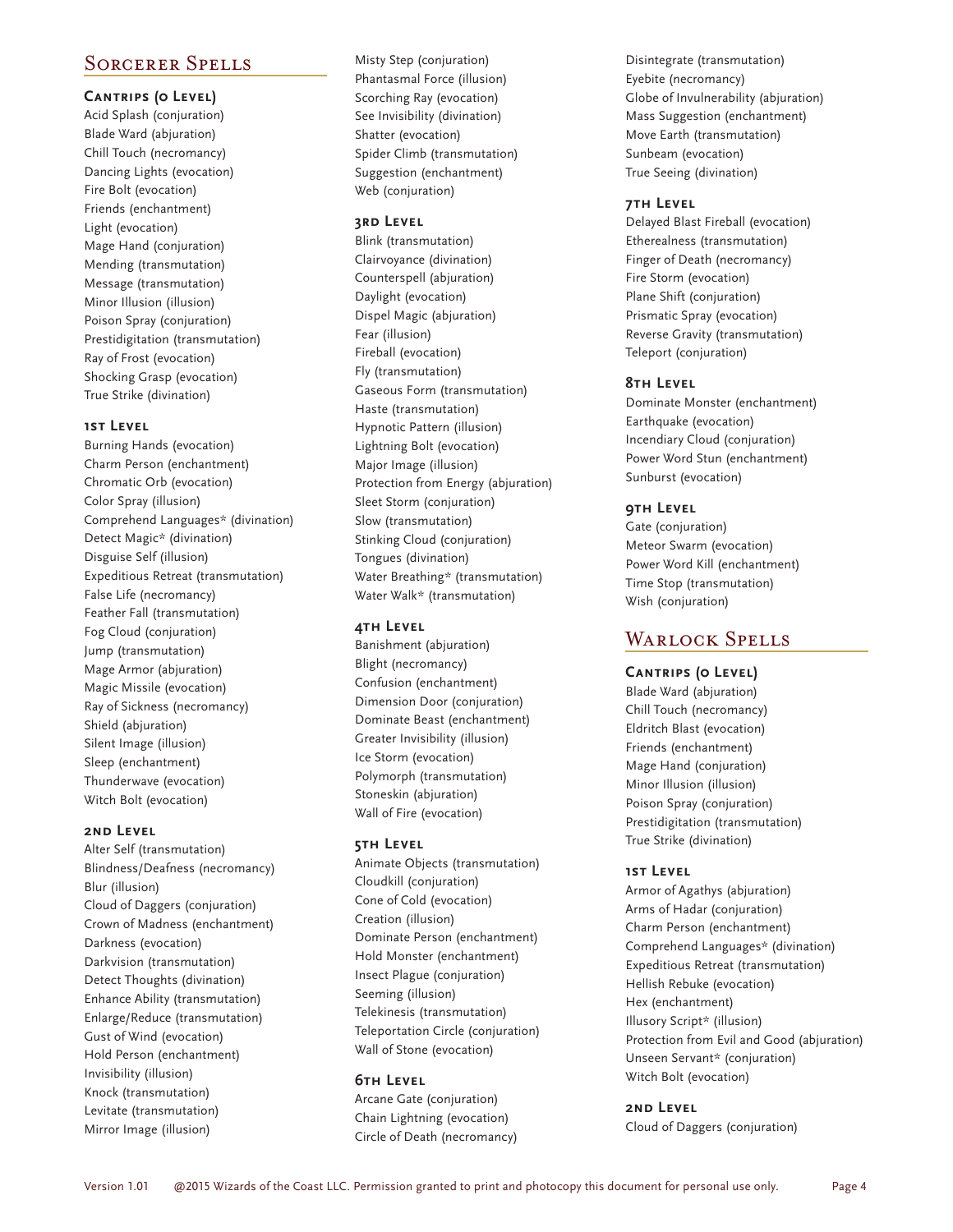## Sorcerer Spells

### Cantrips (0 Level)

Acid Splash (conjuration)
Blade Ward (abjuration)
Chill Touch (necromancy)
Dancing Lights (evocation)
Fire Bolt (evocation)
Friends (enchantment)
Light (evocation)
Mage Hand (conjuration)
Mending (transmutation)
Message (transmutation)
Minor Illusion (illusion)
Poison Spray (conjuration)
Prestidigitation (transmutation)
Ray of Frost (evocation)
Shocking Grasp (evocation)
True Strike (divination)

### 1st Level

Burning Hands (evocation)
Charm Person (enchantment)
Chromatic Orb (evocation)
Color Spray (illusion)
Comprehend Languages* (divination)
Detect Magic* (divination)
Disguise Self (illusion)
Expeditious Retreat (transmutation)
False Life (necromancy)
Feather Fall (transmutation)
Fog Cloud (conjuration)
Jump (transmutation)
Mage Armor (abjuration)
Magic Missile (evocation)
Ray of Sickness (necromancy)
Shield (abjuration)
Silent Image (illusion)
Sleep (enchantment)
Thunderwave (evocation)
Witch Bolt (evocation)

### 2nd Level

Alter Self (transmutation)
Blindness/Deafness (necromancy)
Blur (illusion)
Cloud of Daggers (conjuration)
Crown of Madness (enchantment)
Darkness (evocation)
Darkvision (transmutation)
Detect Thoughts (divination)
Enhance Ability (transmutation)
Enlarge/Reduce (transmutation)
Gust of Wind (evocation)
Hold Person (enchantment)
Invisibility (illusion)
Knock (transmutation)
Levitate (transmutation)
Mirror Image (illusion)
Misty Step (conjuration)
Phantasmal Force (illusion)
Scorching Ray (evocation)
See Invisibility (divination)
Shatter (evocation)
Spider Climb (transmutation)
Suggestion (enchantment)
Web (conjuration)

### 3rd Level

Blink (transmutation)
Clairvoyance (divination)
Counterspell (abjuration)
Daylight (evocation)
Dispel Magic (abjuration)
Fear (illusion)
Fireball (evocation)
Fly (transmutation)
Gaseous Form (transmutation)
Haste (transmutation)
Hypnotic Pattern (illusion)
Lightning Bolt (evocation)
Major Image (illusion)
Protection from Energy (abjuration)
Sleet Storm (conjuration)
Slow (transmutation)
Stinking Cloud (conjuration)
Tongues (divination)
Water Breathing* (transmutation)
Water Walk* (transmutation)

### 4th Level

Banishment (abjuration)
Blight (necromancy)
Confusion (enchantment)
Dimension Door (conjuration)
Dominate Beast (enchantment)
Greater Invisibility (illusion)
Ice Storm (evocation)
Polymorph (transmutation)
Stoneskin (abjuration)
Wall of Fire (evocation)

### 5th Level

Animate Objects (transmutation)
Cloudkill (conjuration)
Cone of Cold (evocation)
Creation (illusion)
Dominate Person (enchantment)
Hold Monster (enchantment)
Insect Plague (conjuration)
Seeming (illusion)
Telekinesis (transmutation)
Teleportation Circle (conjuration)
Wall of Stone (evocation)

### 6th Level

Arcane Gate (conjuration)
Chain Lightning (evocation)
Circle of Death (necromancy)
Disintegrate (transmutation)
Eyebite (necromancy)
Globe of Invulnerability (abjuration)
Mass Suggestion (enchantment)
Move Earth (transmutation)
Sunbeam (evocation)
True Seeing (divination)

### 7th Level

Delayed Blast Fireball (evocation)
Etherealness (transmutation)
Finger of Death (necromancy)
Fire Storm (evocation)
Plane Shift (conjuration)
Prismatic Spray (evocation)
Reverse Gravity (transmutation)
Teleport (conjuration)

### 8th Level

Dominate Monster (enchantment)
Earthquake (evocation)
Incendiary Cloud (conjuration)
Power Word Stun (enchantment)
Sunburst (evocation)

### 9th Level

Gate (conjuration)
Meteor Swarm (evocation)
Power Word Kill (enchantment)
Time Stop (transmutation)
Wish (conjuration)

## Warlock Spells

### Cantrips (0 Level)

Blade Ward (abjuration)
Chill Touch (necromancy)
Eldritch Blast (evocation)
Friends (enchantment)
Mage Hand (conjuration)
Minor Illusion (illusion)
Poison Spray (conjuration)
Prestidigitation (transmutation)
True Strike (divination)

### 1st Level

Armor of Agathys (abjuration)
Arms of Hadar (conjuration)
Charm Person (enchantment)
Comprehend Languages* (divination)
Expeditious Retreat (transmutation)
Hellish Rebuke (evocation)
Hex (enchantment)
Illusory Script* (illusion)
Protection from Evil and Good (abjuration)
Unseen Servant* (conjuration)
Witch Bolt (evocation)

### 2nd Level

Cloud of Daggers (conjuration)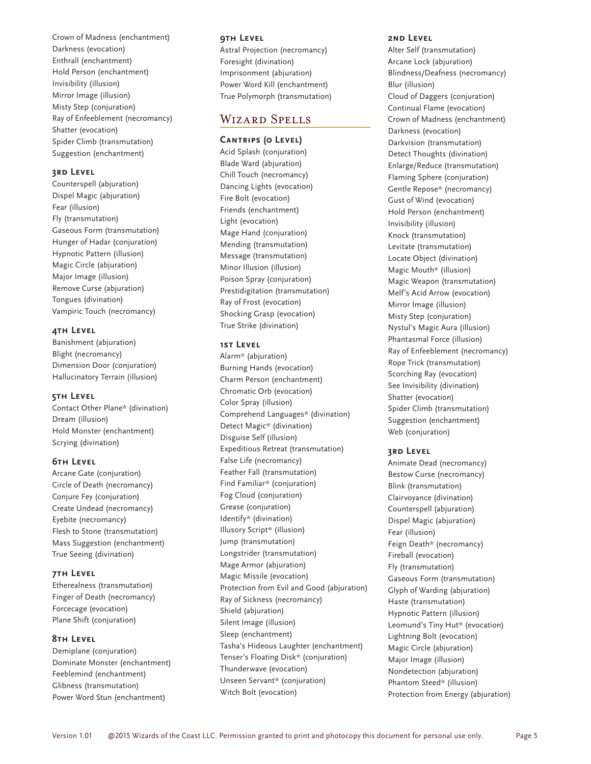Crown of Madness (enchantment)
Darkness (evocation)
Enthrall (enchantment)
Hold Person (enchantment)
Invisibility (illusion)
Mirror Image (illusion)
Misty Step (conjuration)
Ray of Enfeeblement (necromancy)
Shatter (evocation)
Spider Climb (transmutation)
Suggestion (enchantment)

### 3rd Level

Counterspell (abjuration)
Dispel Magic (abjuration)
Fear (illusion)
Fly (transmutation)
Gaseous Form (transmutation)
Hunger of Hadar (conjuration)
Hypnotic Pattern (illusion)
Magic Circle (abjuration)
Major Image (illusion)
Remove Curse (abjuration)
Tongues (divination)
Vampiric Touch (necromancy)

### 4th Level

Banishment (abjuration)
Blight (necromancy)
Dimension Door (conjuration)
Hallucinatory Terrain (illusion)

### 5th Level

Contact Other Plane* (divination)
Dream (illusion)
Hold Monster (enchantment)
Scrying (divination)

### 6th Level

Arcane Gate (conjuration)
Circle of Death (necromancy)
Conjure Fey (conjuration)
Create Undead (necromancy)
Eyebite (necromancy)
Flesh to Stone (transmutation)
Mass Suggestion (enchantment)
True Seeing (divination)

### 7th Level

Etherealness (transmutation)
Finger of Death (necromancy)
Forcecage (evocation)
Plane Shift (conjuration)

### 8th Level

Demiplane (conjuration)
Dominate Monster (enchantment)
Feeblemind (enchantment)
Glibness (transmutation)
Power Word Stun (enchantment)

### 9th Level

Astral Projection (necromancy)
Foresight (divination)
Imprisonment (abjuration)
Power Word Kill (enchantment)
True Polymorph (transmutation)

## Wizard Spells

### Cantrips (0 Level)

Acid Splash (conjuration)
Blade Ward (abjuration)
Chill Touch (necromancy)
Dancing Lights (evocation)
Fire Bolt (evocation)
Friends (enchantment)
Light (evocation)
Mage Hand (conjuration)
Mending (transmutation)
Message (transmutation)
Minor Illusion (illusion)
Poison Spray (conjuration)
Prestidigitation (transmutation)
Ray of Frost (evocation)
Shocking Grasp (evocation)
True Strike (divination)

### 1st Level

Alarm* (abjuration)
Burning Hands (evocation)
Charm Person (enchantment)
Chromatic Orb (evocation)
Color Spray (illusion)
Comprehend Languages* (divination)
Detect Magic* (divination)
Disguise Self (illusion)
Expeditious Retreat (transmutation)
False Life (necromancy)
Feather Fall (transmutation)
Find Familiar* (conjuration)
Fog Cloud (conjuration)
Grease (conjuration)
Identify* (divination)
Illusory Script* (illusion)
Jump (transmutation)
Longstrider (transmutation)
Mage Armor (abjuration)
Magic Missile (evocation)
Protection from Evil and Good (abjuration)
Ray of Sickness (necromancy)
Shield (abjuration)
Silent Image (illusion)
Sleep (enchantment)
Tasha's Hideous Laughter (enchantment)
Tenser's Floating Disk* (conjuration)
Thunderwave (evocation)
Unseen Servant* (conjuration)
Witch Bolt (evocation)

### 2nd Level

Alter Self (transmutation)
Arcane Lock (abjuration)
Blindness/Deafness (necromancy)
Blur (illusion)
Cloud of Daggers (conjuration)
Continual Flame (evocation)
Crown of Madness (enchantment)
Darkness (evocation)
Darkvision (transmutation)
Detect Thoughts (divination)
Enlarge/Reduce (transmutation)
Flaming Sphere (conjuration)
Gentle Repose* (necromancy)
Gust of Wind (evocation)
Hold Person (enchantment)
Invisibility (illusion)
Knock (transmutation)
Levitate (transmutation)
Locate Object (divination)
Magic Mouth* (illusion)
Magic Weapon (transmutation)
Melf's Acid Arrow (evocation)
Mirror Image (illusion)
Misty Step (conjuration)
Nystul's Magic Aura (illusion)
Phantasmal Force (illusion)
Ray of Enfeeblement (necromancy)
Rope Trick (transmutation)
Scorching Ray (evocation)
See Invisibility (divination)
Shatter (evocation)
Spider Climb (transmutation)
Suggestion (enchantment)
Web (conjuration)

### 3rd Level

Animate Dead (necromancy)
Bestow Curse (necromancy)
Blink (transmutation)
Clairvoyance (divination)
Counterspell (abjuration)
Dispel Magic (abjuration)
Fear (illusion)
Feign Death* (necromancy)
Fireball (evocation)
Fly (transmutation)
Gaseous Form (transmutation)
Glyph of Warding (abjuration)
Haste (transmutation)
Hypnotic Pattern (illusion)
Leomund's Tiny Hut* (evocation)
Lightning Bolt (evocation)
Magic Circle (abjuration)
Major Image (illusion)
Nondetection (abjuration)
Phantom Steed* (illusion)
Protection from Energy (abjuration)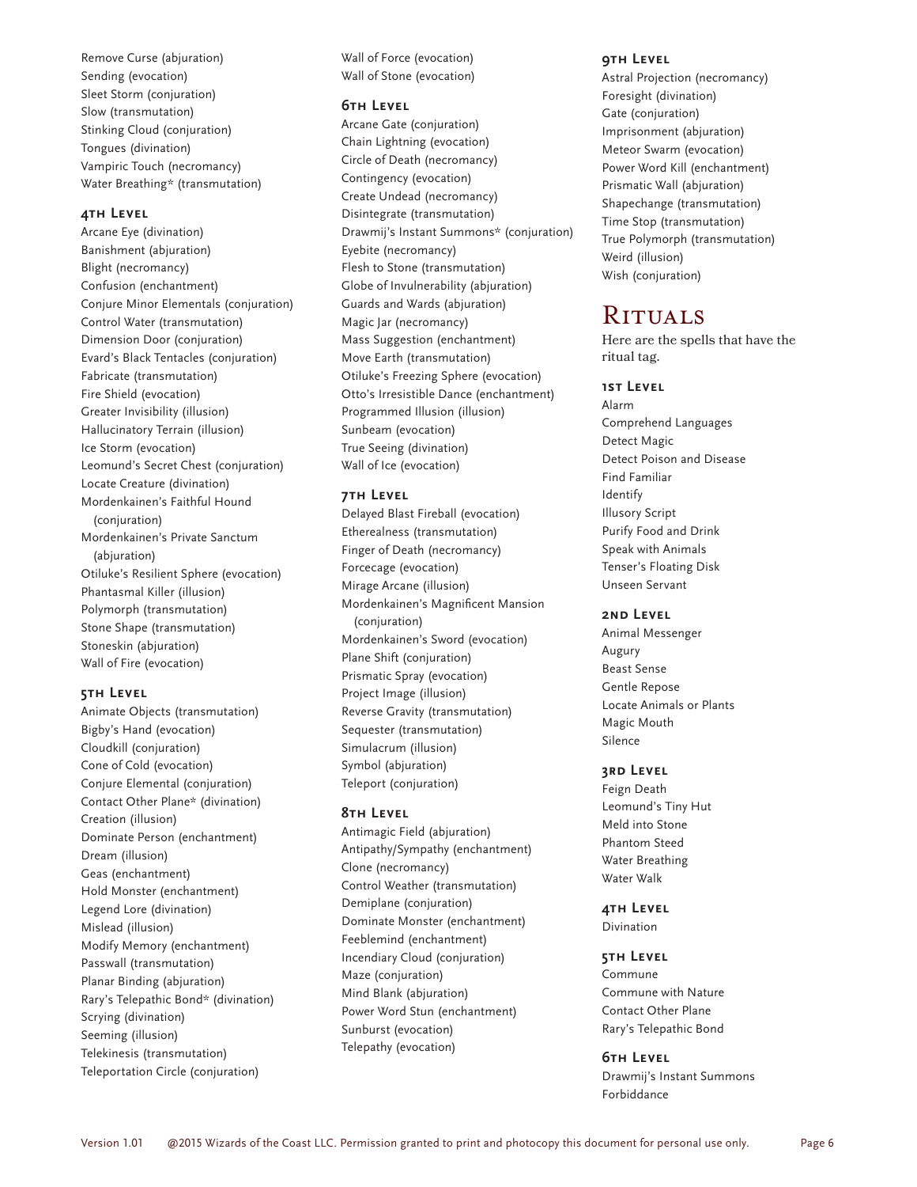Remove Curse (abjuration)
Sending (evocation)
Sleet Storm (conjuration)
Slow (transmutation)
Stinking Cloud (conjuration)
Tongues (divination)
Vampiric Touch (necromancy)
Water Breathing* (transmutation)

#### 4th Level

Arcane Eye (divination)
Banishment (abjuration)
Blight (necromancy)
Confusion (enchantment)
Conjure Minor Elementals (conjuration)
Control Water (transmutation)
Dimension Door (conjuration)
Evard's Black Tentacles (conjuration)
Fabricate (transmutation)
Fire Shield (evocation)
Greater Invisibility (illusion)
Hallucinatory Terrain (illusion)
Ice Storm (evocation)
Leomund's Secret Chest (conjuration)
Locate Creature (divination)
Mordenkainen's Faithful Hound (conjuration)
Mordenkainen's Private Sanctum (abjuration)
Otiluke's Resilient Sphere (evocation)
Phantasmal Killer (illusion)
Polymorph (transmutation)
Stone Shape (transmutation)
Stoneskin (abjuration)
Wall of Fire (evocation)

#### 5th Level

Animate Objects (transmutation)
Bigby's Hand (evocation)
Cloudkill (conjuration)
Cone of Cold (evocation)
Conjure Elemental (conjuration)
Contact Other Plane* (divination)
Creation (illusion)
Dominate Person (enchantment)
Dream (illusion)
Geas (enchantment)
Hold Monster (enchantment)
Legend Lore (divination)
Mislead (illusion)
Modify Memory (enchantment)
Passwall (transmutation)
Planar Binding (abjuration)
Rary's Telepathic Bond* (divination)
Scrying (divination)
Seeming (illusion)
Telekinesis (transmutation)
Teleportation Circle (conjuration)
Wall of Force (evocation)
Wall of Stone (evocation)

#### 6th Level

Arcane Gate (conjuration)
Chain Lightning (evocation)
Circle of Death (necromancy)
Contingency (evocation)
Create Undead (necromancy)
Disintegrate (transmutation)
Drawmij's Instant Summons* (conjuration)
Eyebite (necromancy)
Flesh to Stone (transmutation)
Globe of Invulnerability (abjuration)
Guards and Wards (abjuration)
Magic Jar (necromancy)
Mass Suggestion (enchantment)
Move Earth (transmutation)
Otiluke's Freezing Sphere (evocation)
Otto's Irresistible Dance (enchantment)
Programmed Illusion (illusion)
Sunbeam (evocation)
True Seeing (divination)
Wall of Ice (evocation)

#### 7th Level

Delayed Blast Fireball (evocation)
Etherealness (transmutation)
Finger of Death (necromancy)
Forcecage (evocation)
Mirage Arcane (illusion)
Mordenkainen's Magnificent Mansion (conjuration)
Mordenkainen's Sword (evocation)
Plane Shift (conjuration)
Prismatic Spray (evocation)
Project Image (illusion)
Reverse Gravity (transmutation)
Sequester (transmutation)
Simulacrum (illusion)
Symbol (abjuration)
Teleport (conjuration)

#### 8th Level

Antimagic Field (abjuration)
Antipathy/Sympathy (enchantment)
Clone (necromancy)
Control Weather (transmutation)
Demiplane (conjuration)
Dominate Monster (enchantment)
Feeblemind (enchantment)
Incendiary Cloud (conjuration)
Maze (conjuration)
Mind Blank (abjuration)
Power Word Stun (enchantment)
Sunburst (evocation)
Telepathy (evocation)

#### 9th Level

Astral Projection (necromancy)
Foresight (divination)
Gate (conjuration)
Imprisonment (abjuration)
Meteor Swarm (evocation)
Power Word Kill (enchantment)
Prismatic Wall (abjuration)
Shapechange (transmutation)
Time Stop (transmutation)
True Polymorph (transmutation)
Weird (illusion)
Wish (conjuration)

## Rituals

Here are the spells that have the ritual tag.

#### 1st Level

Alarm
Comprehend Languages
Detect Magic
Detect Poison and Disease
Find Familiar
Identify
Illusory Script
Purify Food and Drink
Speak with Animals
Tenser's Floating Disk
Unseen Servant

#### 2nd Level

Animal Messenger
Augury
Beast Sense
Gentle Repose
Locate Animals or Plants
Magic Mouth
Silence

#### 3rd Level

Feign Death
Leomund's Tiny Hut
Meld into Stone
Phantom Steed
Water Breathing
Water Walk

#### 4th Level

Divination

#### 5th Level

Commune
Commune with Nature
Contact Other Plane
Rary's Telepathic Bond

#### 6th Level

Drawmij's Instant Summons
Forbiddance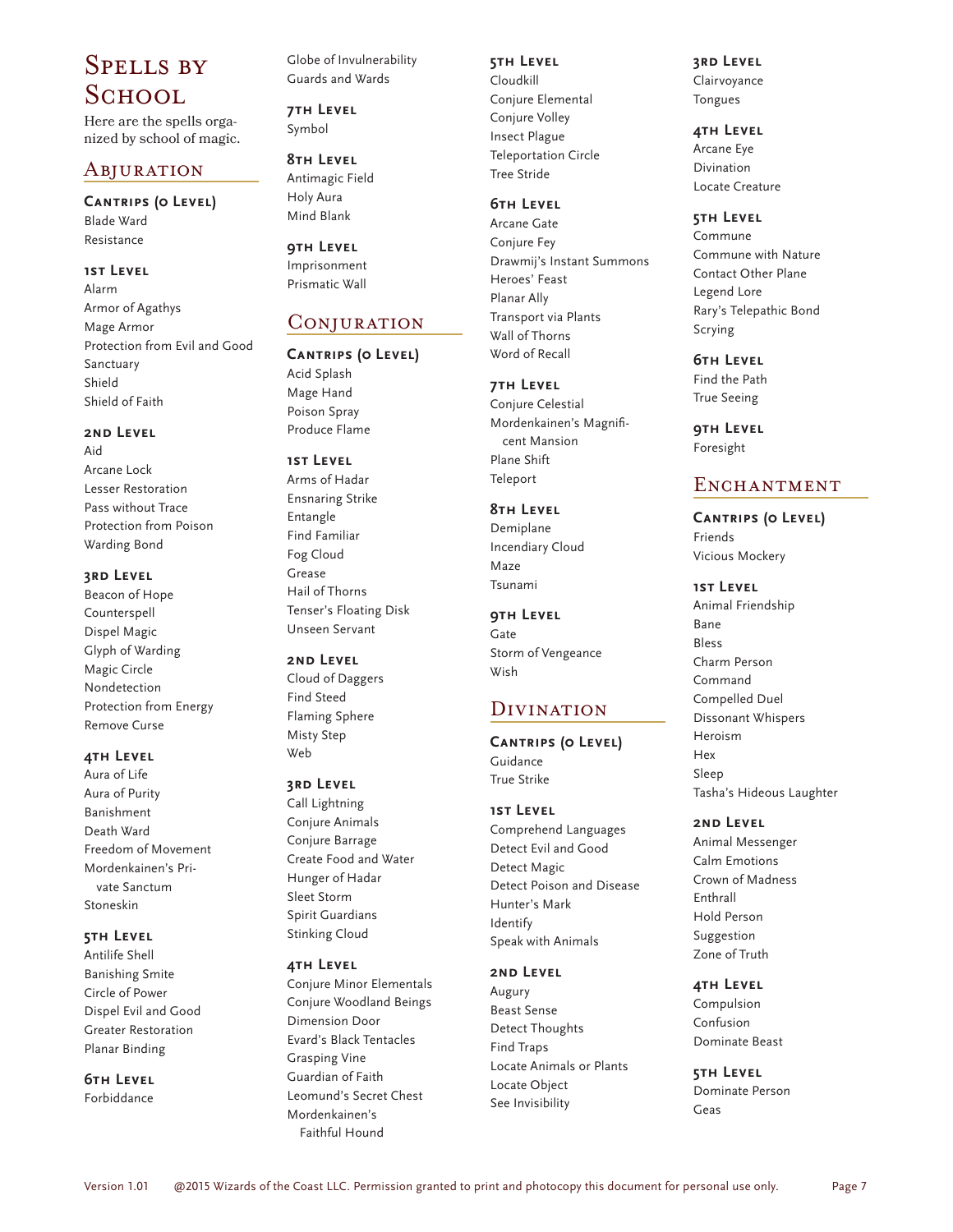# Spells by School

Here are the spells organized by school of magic.

## Abjuration

### Cantrips (0 Level)

Blade Ward
Resistance

### 1st Level

Alarm
Armor of Agathys
Mage Armor
Protection from Evil and Good
Sanctuary
Shield
Shield of Faith

### 2nd Level

Aid
Arcane Lock
Lesser Restoration
Pass without Trace
Protection from Poison
Warding Bond

### 3rd Level

Beacon of Hope
Counterspell
Dispel Magic
Glyph of Warding
Magic Circle
Nondetection
Protection from Energy
Remove Curse

### 4th Level

Aura of Life
Aura of Purity
Banishment
Death Ward
Freedom of Movement
Mordenkainen's Private Sanctum
Stoneskin

### 5th Level

Antilife Shell
Banishing Smite
Circle of Power
Dispel Evil and Good
Greater Restoration
Planar Binding

### 6th Level

Forbiddance
Globe of Invulnerability
Guards and Wards

### 7th Level

Symbol

### 8th Level

Antimagic Field
Holy Aura
Mind Blank

### 9th Level

Imprisonment
Prismatic Wall

## Conjuration

### Cantrips (0 Level)

Acid Splash
Mage Hand
Poison Spray
Produce Flame

### 1st Level

Arms of Hadar
Ensnaring Strike
Entangle
Find Familiar
Fog Cloud
Grease
Hail of Thorns
Tenser's Floating Disk
Unseen Servant

### 2nd Level

Cloud of Daggers
Find Steed
Flaming Sphere
Misty Step
Web

### 3rd Level

Call Lightning
Conjure Animals
Conjure Barrage
Create Food and Water
Hunger of Hadar
Sleet Storm
Spirit Guardians
Stinking Cloud

### 4th Level

Conjure Minor Elementals
Conjure Woodland Beings
Dimension Door
Evard's Black Tentacles
Grasping Vine
Guardian of Faith
Leomund's Secret Chest
Mordenkainen's Faithful Hound

### 5th Level

Cloudkill
Conjure Elemental
Conjure Volley
Insect Plague
Teleportation Circle
Tree Stride

### 6th Level

Arcane Gate
Conjure Fey
Drawmij's Instant Summons
Heroes' Feast
Planar Ally
Transport via Plants
Wall of Thorns
Word of Recall

### 7th Level

Conjure Celestial
Mordenkainen's Magnificent Mansion
Plane Shift
Teleport

### 8th Level

Demiplane
Incendiary Cloud
Maze
Tsunami

### 9th Level

Gate
Storm of Vengeance
Wish

## Divination

### Cantrips (0 Level)

Guidance
True Strike

### 1st Level

Comprehend Languages
Detect Evil and Good
Detect Magic
Detect Poison and Disease
Hunter's Mark
Identify
Speak with Animals

### 2nd Level

Augury
Beast Sense
Detect Thoughts
Find Traps
Locate Animals or Plants
Locate Object
See Invisibility

### 3rd Level

Clairvoyance
Tongues

### 4th Level

Arcane Eye
Divination
Locate Creature

### 5th Level

Commune
Commune with Nature
Contact Other Plane
Legend Lore
Rary's Telepathic Bond
Scrying

### 6th Level

Find the Path
True Seeing

### 9th Level

Foresight

## Enchantment

### Cantrips (0 Level)

Friends
Vicious Mockery

### 1st Level

Animal Friendship
Bane
Bless
Charm Person
Command
Compelled Duel
Dissonant Whispers
Heroism
Hex
Sleep
Tasha's Hideous Laughter

### 2nd Level

Animal Messenger
Calm Emotions
Crown of Madness
Enthrall
Hold Person
Suggestion
Zone of Truth

### 4th Level

Compulsion
Confusion
Dominate Beast

### 5th Level

Dominate Person
Geas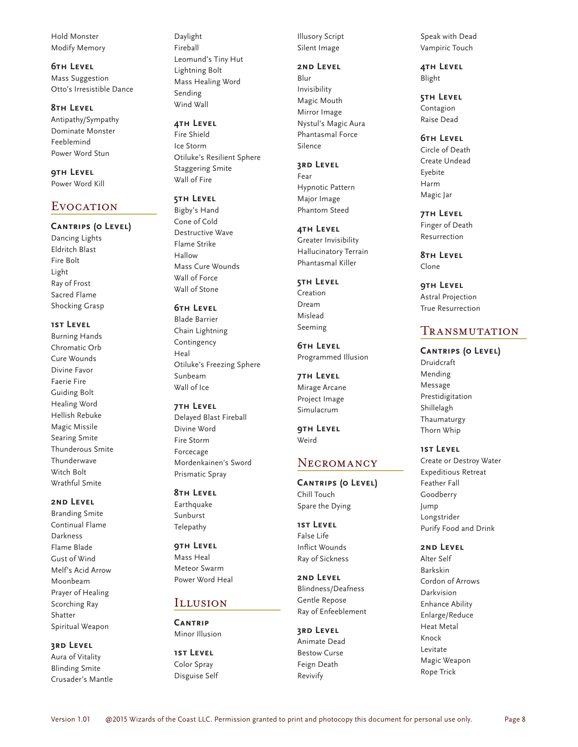Hold Monster
Modify Memory

### 6th Level
Mass Suggestion
Otto's Irresistible Dance

### 8th Level
Antipathy/Sympathy
Dominate Monster
Feeblemind
Power Word Stun

### 9th Level
Power Word Kill

## Evocation

### Cantrips (0 Level)
Dancing Lights
Eldritch Blast
Fire Bolt
Light
Ray of Frost
Sacred Flame
Shocking Grasp

### 1st Level
Burning Hands
Chromatic Orb
Cure Wounds
Divine Favor
Faerie Fire
Guiding Bolt
Healing Word
Hellish Rebuke
Magic Missile
Searing Smite
Thunderous Smite
Thunderwave
Witch Bolt
Wrathful Smite

### 2nd Level
Branding Smite
Continual Flame
Darkness
Flame Blade
Gust of Wind
Melf's Acid Arrow
Moonbeam
Prayer of Healing
Scorching Ray
Shatter
Spiritual Weapon

### 3rd Level
Aura of Vitality
Blinding Smite
Crusader's Mantle
Daylight
Fireball
Leomund's Tiny Hut
Lightning Bolt
Mass Healing Word
Sending
Wind Wall

### 4th Level
Fire Shield
Ice Storm
Otiluke's Resilient Sphere
Staggering Smite
Wall of Fire

### 5th Level
Bigby's Hand
Cone of Cold
Destructive Wave
Flame Strike
Hallow
Mass Cure Wounds
Wall of Force
Wall of Stone

### 6th Level
Blade Barrier
Chain Lightning
Contingency
Heal
Otiluke's Freezing Sphere
Sunbeam
Wall of Ice

### 7th Level
Delayed Blast Fireball
Divine Word
Fire Storm
Forcecage
Mordenkainen's Sword
Prismatic Spray

### 8th Level
Earthquake
Sunburst
Telepathy

### 9th Level
Mass Heal
Meteor Swarm
Power Word Heal

## Illusion

### Cantrip
Minor Illusion

### 1st Level
Color Spray
Disguise Self
Illusory Script
Silent Image

### 2nd Level
Blur
Invisibility
Magic Mouth
Mirror Image
Nystul's Magic Aura
Phantasmal Force
Silence

### 3rd Level
Fear
Hypnotic Pattern
Major Image
Phantom Steed

### 4th Level
Greater Invisibility
Hallucinatory Terrain
Phantasmal Killer

### 5th Level
Creation
Dream
Mislead
Seeming

### 6th Level
Programmed Illusion

### 7th Level
Mirage Arcane
Project Image
Simulacrum

### 9th Level
Weird

## Necromancy

### Cantrips (0 Level)
Chill Touch
Spare the Dying

### 1st Level
False Life
Inflict Wounds
Ray of Sickness

### 2nd Level
Blindness/Deafness
Gentle Repose
Ray of Enfeeblement

### 3rd Level
Animate Dead
Bestow Curse
Feign Death
Revivify
Speak with Dead
Vampiric Touch

### 4th Level
Blight

### 5th Level
Contagion
Raise Dead

### 6th Level
Circle of Death
Create Undead
Eyebite
Harm
Magic Jar

### 7th Level
Finger of Death
Resurrection

### 8th Level
Clone

### 9th Level
Astral Projection
True Resurrection

## Transmutation

### Cantrips (0 Level)
Druidcraft
Mending
Message
Prestidigitation
Shillelagh
Thaumaturgy
Thorn Whip

### 1st Level
Create or Destroy Water
Expeditious Retreat
Feather Fall
Goodberry
Jump
Longstrider
Purify Food and Drink

### 2nd Level
Alter Self
Barkskin
Cordon of Arrows
Darkvision
Enhance Ability
Enlarge/Reduce
Heat Metal
Knock
Levitate
Magic Weapon
Rope Trick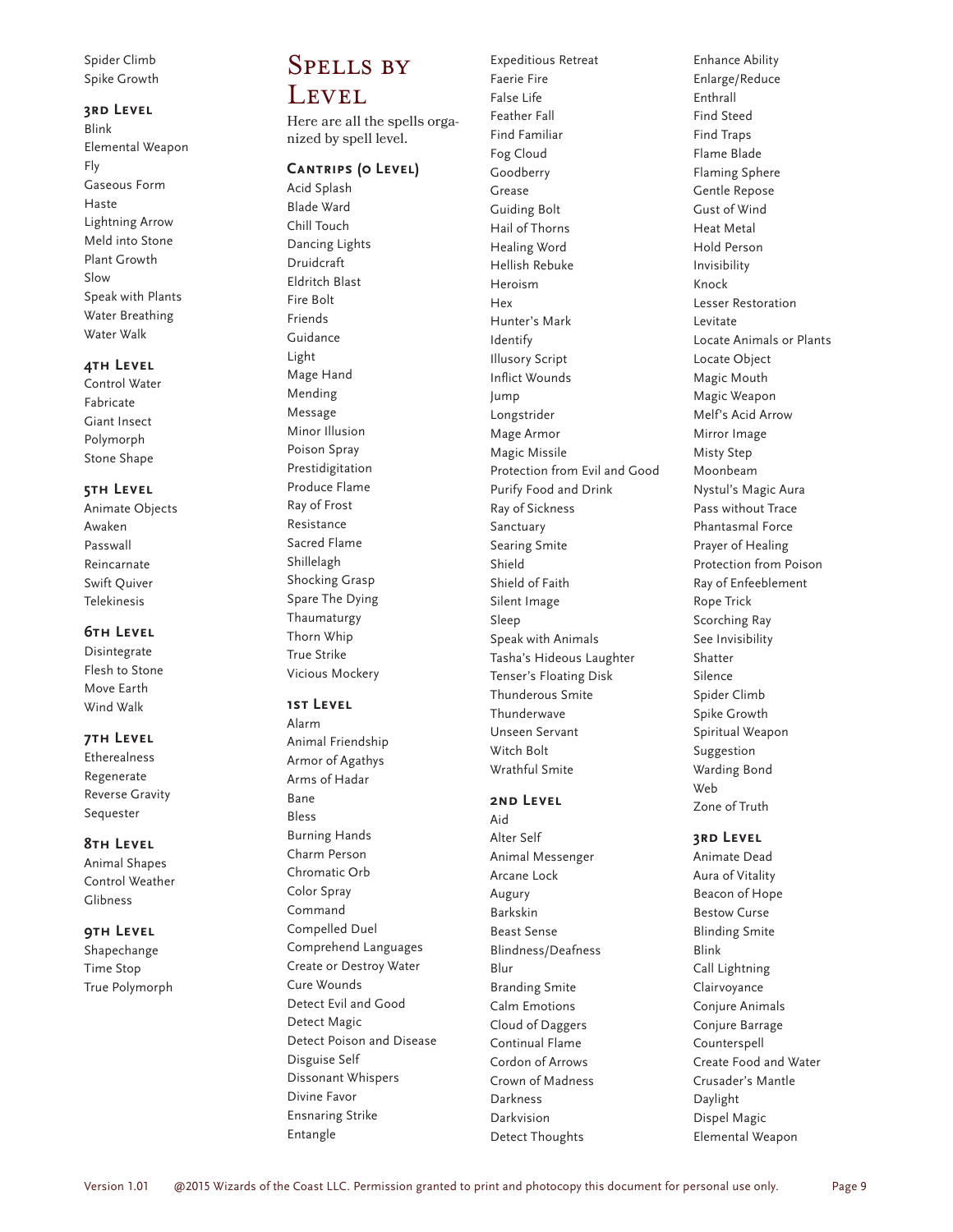Spider Climb
Spike Growth

#### 3rd Level

Blink
Elemental Weapon
Fly
Gaseous Form
Haste
Lightning Arrow
Meld into Stone
Plant Growth
Slow
Speak with Plants
Water Breathing
Water Walk

#### 4th Level

Control Water
Fabricate
Giant Insect
Polymorph
Stone Shape

#### 5th Level

Animate Objects
Awaken
Passwall
Reincarnate
Swift Quiver
Telekinesis

#### 6th Level

Disintegrate
Flesh to Stone
Move Earth
Wind Walk

#### 7th Level

Etherealness
Regenerate
Reverse Gravity
Sequester

#### 8th Level

Animal Shapes
Control Weather
Glibness

#### 9th Level

Shapechange
Time Stop
True Polymorph

# Spells by Level

Here are all the spells organized by spell level.

#### Cantrips (0 Level)

Acid Splash
Blade Ward
Chill Touch
Dancing Lights
Druidcraft
Eldritch Blast
Fire Bolt
Friends
Guidance
Light
Mage Hand
Mending
Message
Minor Illusion
Poison Spray
Prestidigitation
Produce Flame
Ray of Frost
Resistance
Sacred Flame
Shillelagh
Shocking Grasp
Spare The Dying
Thaumaturgy
Thorn Whip
True Strike
Vicious Mockery

#### 1st Level

Alarm
Animal Friendship
Armor of Agathys
Arms of Hadar
Bane
Bless
Burning Hands
Charm Person
Chromatic Orb
Color Spray
Command
Compelled Duel
Comprehend Languages
Create or Destroy Water
Cure Wounds
Detect Evil and Good
Detect Magic
Detect Poison and Disease
Disguise Self
Dissonant Whispers
Divine Favor
Ensnaring Strike
Entangle
Expeditious Retreat
Faerie Fire
False Life
Feather Fall
Find Familiar
Fog Cloud
Goodberry
Grease
Guiding Bolt
Hail of Thorns
Healing Word
Hellish Rebuke
Heroism
Hex
Hunter's Mark
Identify
Illusory Script
Inflict Wounds
Jump
Longstrider
Mage Armor
Magic Missile
Protection from Evil and Good
Purify Food and Drink
Ray of Sickness
Sanctuary
Searing Smite
Shield
Shield of Faith
Silent Image
Sleep
Speak with Animals
Tasha's Hideous Laughter
Tenser's Floating Disk
Thunderous Smite
Thunderwave
Unseen Servant
Witch Bolt
Wrathful Smite

#### 2nd Level

Aid
Alter Self
Animal Messenger
Arcane Lock
Augury
Barkskin
Beast Sense
Blindness/Deafness
Blur
Branding Smite
Calm Emotions
Cloud of Daggers
Continual Flame
Cordon of Arrows
Crown of Madness
Darkness
Darkvision
Detect Thoughts
Enhance Ability
Enlarge/Reduce
Enthrall
Find Steed
Find Traps
Flame Blade
Flaming Sphere
Gentle Repose
Gust of Wind
Heat Metal
Hold Person
Invisibility
Knock
Lesser Restoration
Levitate
Locate Animals or Plants
Locate Object
Magic Mouth
Magic Weapon
Melf's Acid Arrow
Mirror Image
Misty Step
Moonbeam
Nystul's Magic Aura
Pass without Trace
Phantasmal Force
Prayer of Healing
Protection from Poison
Ray of Enfeeblement
Rope Trick
Scorching Ray
See Invisibility
Shatter
Silence
Spider Climb
Spike Growth
Spiritual Weapon
Suggestion
Warding Bond
Web
Zone of Truth

#### 3rd Level

Animate Dead
Aura of Vitality
Beacon of Hope
Bestow Curse
Blinding Smite
Blink
Call Lightning
Clairvoyance
Conjure Animals
Conjure Barrage
Counterspell
Create Food and Water
Crusader's Mantle
Daylight
Dispel Magic
Elemental Weapon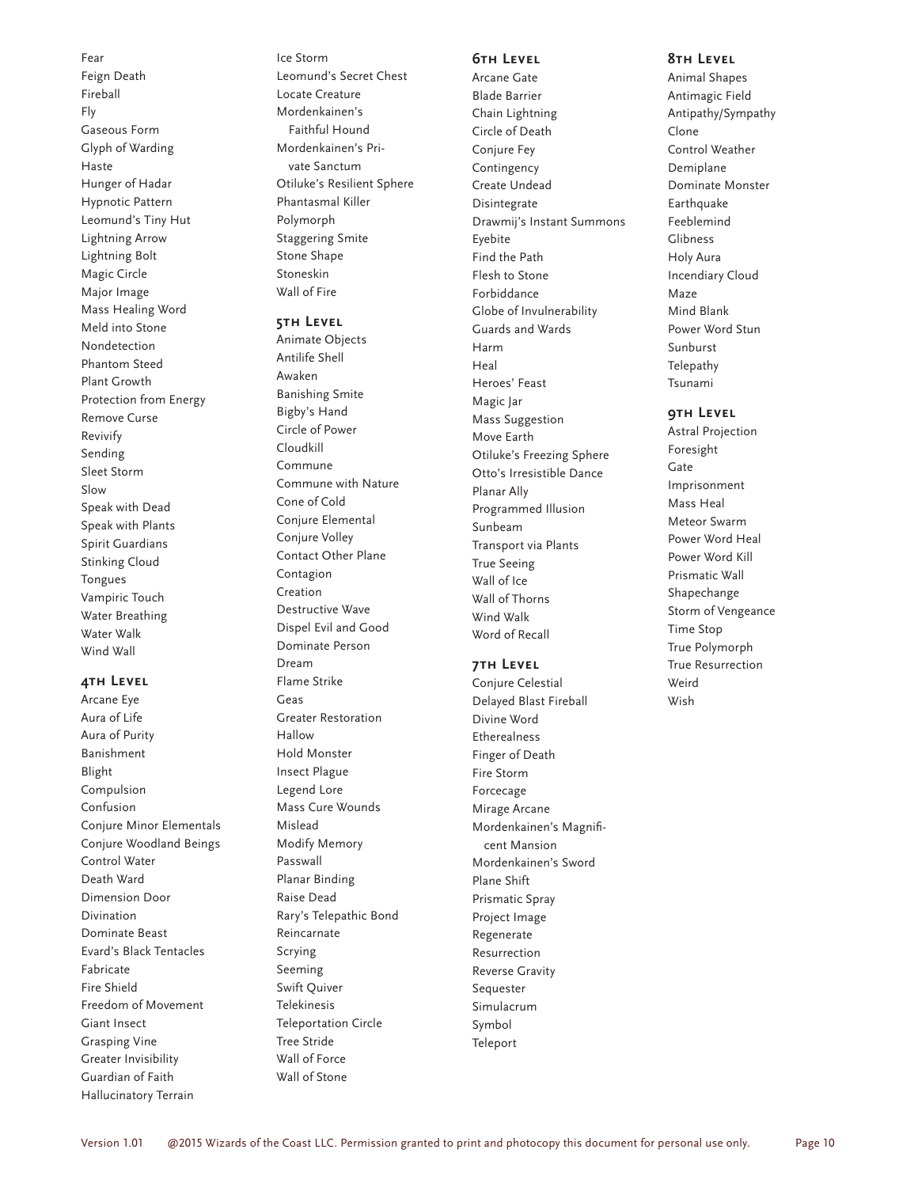Fear
Feign Death
Fireball
Fly
Gaseous Form
Glyph of Warding
Haste
Hunger of Hadar
Hypnotic Pattern
Leomund's Tiny Hut
Lightning Arrow
Lightning Bolt
Magic Circle
Major Image
Mass Healing Word
Meld into Stone
Nondetection
Phantom Steed
Plant Growth
Protection from Energy
Remove Curse
Revivify
Sending
Sleet Storm
Slow
Speak with Dead
Speak with Plants
Spirit Guardians
Stinking Cloud
Tongues
Vampiric Touch
Water Breathing
Water Walk
Wind Wall

### 4th Level

Arcane Eye
Aura of Life
Aura of Purity
Banishment
Blight
Compulsion
Confusion
Conjure Minor Elementals
Conjure Woodland Beings
Control Water
Death Ward
Dimension Door
Divination
Dominate Beast
Evard's Black Tentacles
Fabricate
Fire Shield
Freedom of Movement
Giant Insect
Grasping Vine
Greater Invisibility
Guardian of Faith
Hallucinatory Terrain
Ice Storm
Leomund's Secret Chest
Locate Creature
Mordenkainen's Faithful Hound
Mordenkainen's Private Sanctum
Otiluke's Resilient Sphere
Phantasmal Killer
Polymorph
Staggering Smite
Stone Shape
Stoneskin
Wall of Fire

### 5th Level

Animate Objects
Antilife Shell
Awaken
Banishing Smite
Bigby's Hand
Circle of Power
Cloudkill
Commune
Commune with Nature
Cone of Cold
Conjure Elemental
Conjure Volley
Contact Other Plane
Contagion
Creation
Destructive Wave
Dispel Evil and Good
Dominate Person
Dream
Flame Strike
Geas
Greater Restoration
Hallow
Hold Monster
Insect Plague
Legend Lore
Mass Cure Wounds
Mislead
Modify Memory
Passwall
Planar Binding
Raise Dead
Rary's Telepathic Bond
Reincarnate
Scrying
Seeming
Swift Quiver
Telekinesis
Teleportation Circle
Tree Stride
Wall of Force
Wall of Stone

### 6th Level

Arcane Gate
Blade Barrier
Chain Lightning
Circle of Death
Conjure Fey
Contingency
Create Undead
Disintegrate
Drawmij's Instant Summons
Eyebite
Find the Path
Flesh to Stone
Forbiddance
Globe of Invulnerability
Guards and Wards
Harm
Heal
Heroes' Feast
Magic Jar
Mass Suggestion
Move Earth
Otiluke's Freezing Sphere
Otto's Irresistible Dance
Planar Ally
Programmed Illusion
Sunbeam
Transport via Plants
True Seeing
Wall of Ice
Wall of Thorns
Wind Walk
Word of Recall

### 7th Level

Conjure Celestial
Delayed Blast Fireball
Divine Word
Etherealness
Finger of Death
Fire Storm
Forcecage
Mirage Arcane
Mordenkainen's Magnificent Mansion
Mordenkainen's Sword
Plane Shift
Prismatic Spray
Project Image
Regenerate
Resurrection
Reverse Gravity
Sequester
Simulacrum
Symbol
Teleport

### 8th Level

Animal Shapes
Antimagic Field
Antipathy/Sympathy
Clone
Control Weather
Demiplane
Dominate Monster
Earthquake
Feeblemind
Glibness
Holy Aura
Incendiary Cloud
Maze
Mind Blank
Power Word Stun
Sunburst
Telepathy
Tsunami

### 9th Level

Astral Projection
Foresight
Gate
Imprisonment
Mass Heal
Meteor Swarm
Power Word Heal
Power Word Kill
Prismatic Wall
Shapechange
Storm of Vengeance
Time Stop
True Polymorph
True Resurrection
Weird
Wish